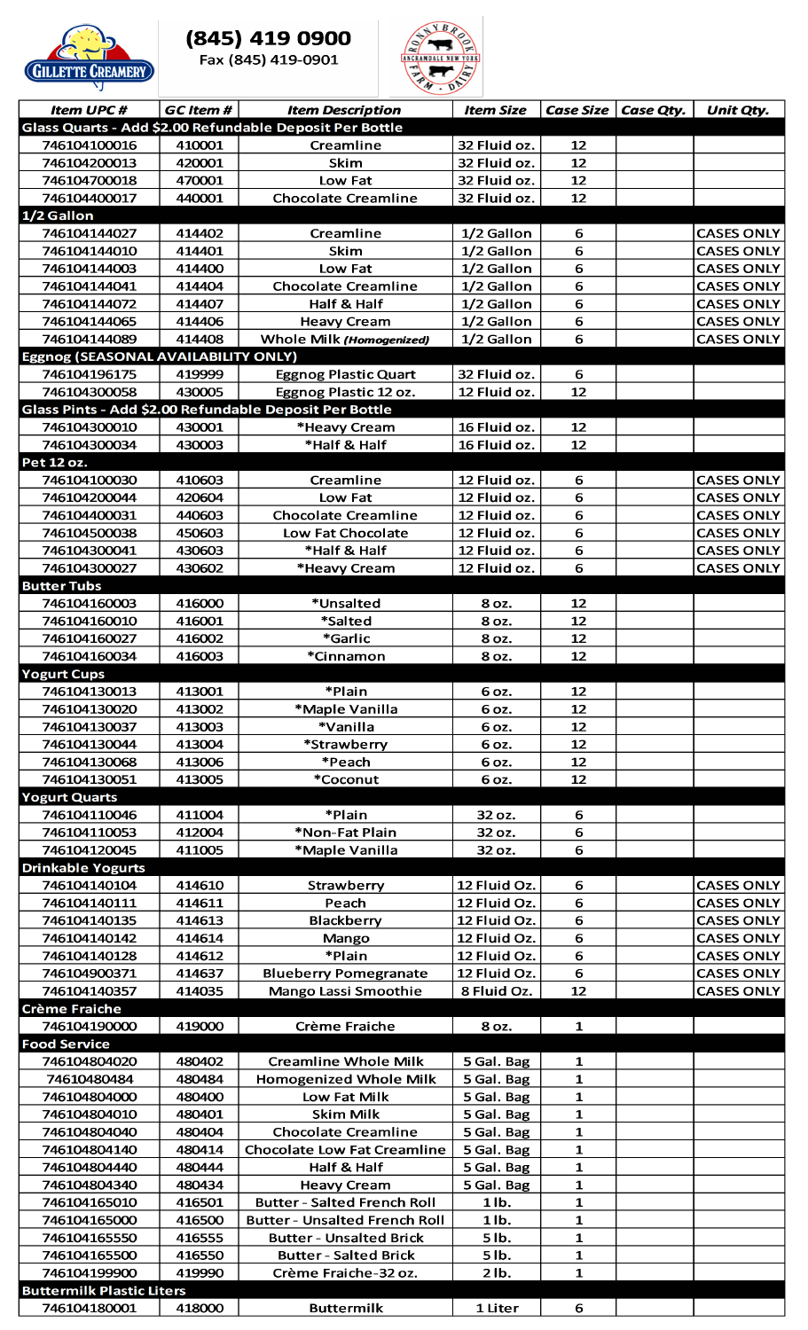**(845) 419 0900**
Fax (845) 419-0901

| Item UPC # | GC Item # | Item Description | Item Size | Case Size | Case Qty. | Unit Qty. |
|---|---|---|---|---|---|---|
| **Glass Quarts - Add $2.00 Refundable Deposit Per Bottle** | | | | | | |
| 746104100016 | 410001 | Creamline | 32 Fluid oz. | 12 | | |
| 746104200013 | 420001 | Skim | 32 Fluid oz. | 12 | | |
| 746104700018 | 470001 | Low Fat | 32 Fluid oz. | 12 | | |
| 746104400017 | 440001 | Chocolate Creamline | 32 Fluid oz. | 12 | | |
| **1/2 Gallon** | | | | | | |
| 746104144027 | 414402 | Creamline | 1/2 Gallon | 6 | | CASES ONLY |
| 746104144010 | 414401 | Skim | 1/2 Gallon | 6 | | CASES ONLY |
| 746104144003 | 414400 | Low Fat | 1/2 Gallon | 6 | | CASES ONLY |
| 746104144041 | 414404 | Chocolate Creamline | 1/2 Gallon | 6 | | CASES ONLY |
| 746104144072 | 414407 | Half & Half | 1/2 Gallon | 6 | | CASES ONLY |
| 746104144065 | 414406 | Heavy Cream | 1/2 Gallon | 6 | | CASES ONLY |
| 746104144089 | 414408 | Whole Milk *(Homogenized)* | 1/2 Gallon | 6 | | CASES ONLY |
| **Eggnog (SEASONAL AVAILABILITY ONLY)** | | | | | | |
| 746104196175 | 419999 | Eggnog Plastic Quart | 32 Fluid oz. | 6 | | |
| 746104300058 | 430005 | Eggnog Plastic 12 oz. | 12 Fluid oz. | 12 | | |
| **Glass Pints - Add $2.00 Refundable Deposit Per Bottle** | | | | | | |
| 746104300010 | 430001 | *Heavy Cream | 16 Fluid oz. | 12 | | |
| 746104300034 | 430003 | *Half & Half | 16 Fluid oz. | 12 | | |
| **Pet 12 oz.** | | | | | | |
| 746104100030 | 410603 | Creamline | 12 Fluid oz. | 6 | | CASES ONLY |
| 746104200044 | 420604 | Low Fat | 12 Fluid oz. | 6 | | CASES ONLY |
| 746104400031 | 440603 | Chocolate Creamline | 12 Fluid oz. | 6 | | CASES ONLY |
| 746104500038 | 450603 | Low Fat Chocolate | 12 Fluid oz. | 6 | | CASES ONLY |
| 746104300041 | 430603 | *Half & Half | 12 Fluid oz. | 6 | | CASES ONLY |
| 746104300027 | 430602 | *Heavy Cream | 12 Fluid oz. | 6 | | CASES ONLY |
| **Butter Tubs** | | | | | | |
| 746104160003 | 416000 | *Unsalted | 8 oz. | 12 | | |
| 746104160010 | 416001 | *Salted | 8 oz. | 12 | | |
| 746104160027 | 416002 | *Garlic | 8 oz. | 12 | | |
| 746104160034 | 416003 | *Cinnamon | 8 oz. | 12 | | |
| **Yogurt Cups** | | | | | | |
| 746104130013 | 413001 | *Plain | 6 oz. | 12 | | |
| 746104130020 | 413002 | *Maple Vanilla | 6 oz. | 12 | | |
| 746104130037 | 413003 | *Vanilla | 6 oz. | 12 | | |
| 746104130044 | 413004 | *Strawberry | 6 oz. | 12 | | |
| 746104130068 | 413006 | *Peach | 6 oz. | 12 | | |
| 746104130051 | 413005 | *Coconut | 6 oz. | 12 | | |
| **Yogurt Quarts** | | | | | | |
| 746104110046 | 411004 | *Plain | 32 oz. | 6 | | |
| 746104110053 | 412004 | *Non-Fat Plain | 32 oz. | 6 | | |
| 746104120045 | 411005 | *Maple Vanilla | 32 oz. | 6 | | |
| **Drinkable Yogurts** | | | | | | |
| 746104140104 | 414610 | Strawberry | 12 Fluid Oz. | 6 | | CASES ONLY |
| 746104140111 | 414611 | Peach | 12 Fluid Oz. | 6 | | CASES ONLY |
| 746104140135 | 414613 | Blackberry | 12 Fluid Oz. | 6 | | CASES ONLY |
| 746104140142 | 414614 | Mango | 12 Fluid Oz. | 6 | | CASES ONLY |
| 746104140128 | 414612 | *Plain | 12 Fluid Oz. | 6 | | CASES ONLY |
| 746104900371 | 414637 | Blueberry Pomegranate | 12 Fluid Oz. | 6 | | CASES ONLY |
| 746104140357 | 414035 | Mango Lassi Smoothie | 8 Fluid Oz. | 12 | | CASES ONLY |
| **Crème Fraiche** | | | | | | |
| 746104190000 | 419000 | Crème Fraiche | 8 oz. | 1 | | |
| **Food Service** | | | | | | |
| 746104804020 | 480402 | Creamline Whole Milk | 5 Gal. Bag | 1 | | |
| 74610480484 | 480484 | Homogenized Whole Milk | 5 Gal. Bag | 1 | | |
| 746104804000 | 480400 | Low Fat Milk | 5 Gal. Bag | 1 | | |
| 746104804010 | 480401 | Skim Milk | 5 Gal. Bag | 1 | | |
| 746104804040 | 480404 | Chocolate Creamline | 5 Gal. Bag | 1 | | |
| 746104804140 | 480414 | Chocolate Low Fat Creamline | 5 Gal. Bag | 1 | | |
| 746104804440 | 480444 | Half & Half | 5 Gal. Bag | 1 | | |
| 746104804340 | 480434 | Heavy Cream | 5 Gal. Bag | 1 | | |
| 746104165010 | 416501 | Butter - Salted French Roll | 1 lb. | 1 | | |
| 746104165000 | 416500 | Butter - Unsalted French Roll | 1 lb. | 1 | | |
| 746104165550 | 416555 | Butter - Unsalted Brick | 5 lb. | 1 | | |
| 746104165500 | 416550 | Butter - Salted Brick | 5 lb. | 1 | | |
| 746104199900 | 419990 | Crème Fraiche-32 oz. | 2 lb. | 1 | | |
| **Buttermilk Plastic Liters** | | | | | | |
| 746104180001 | 418000 | Buttermilk | 1 Liter | 6 | | |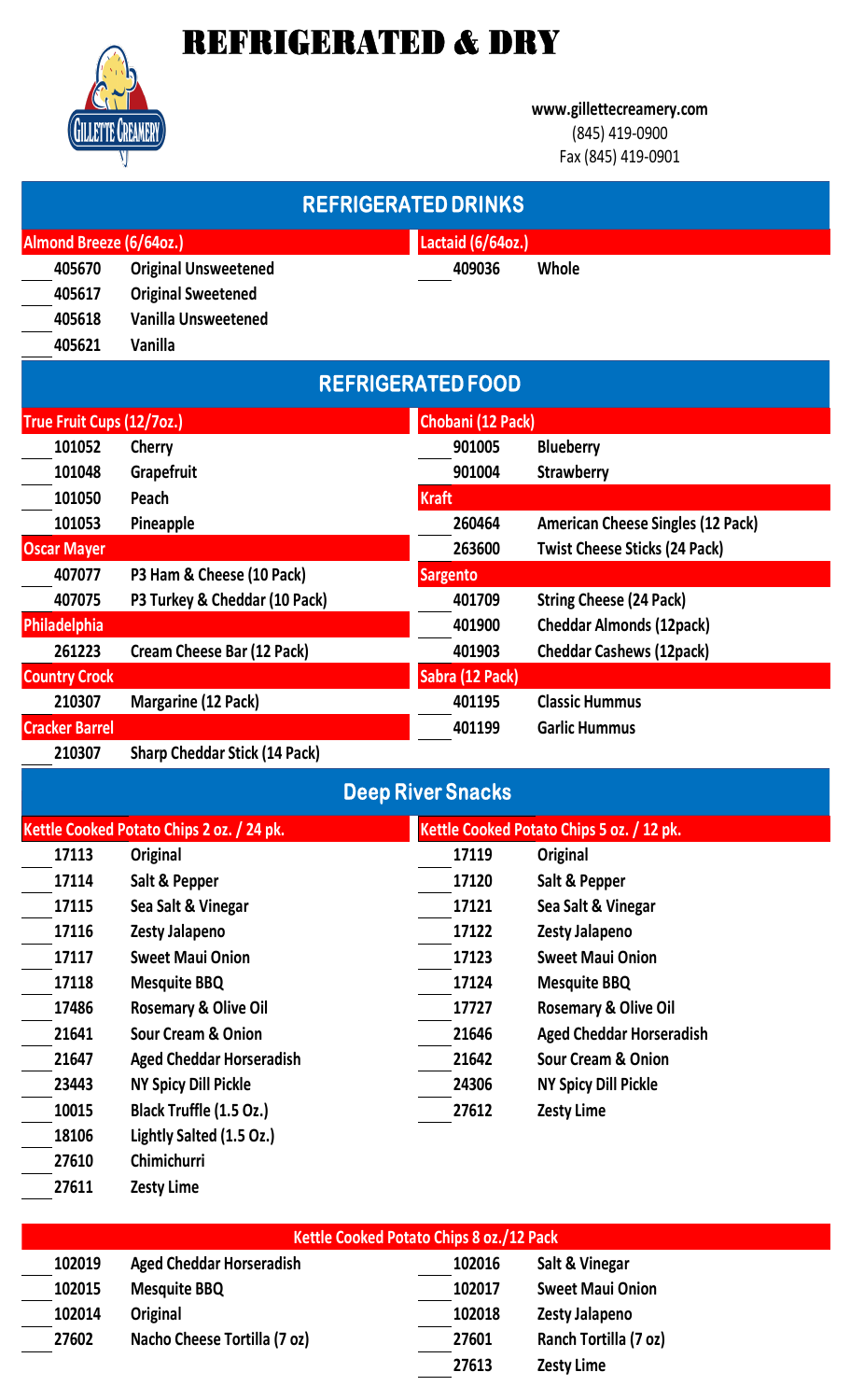# REFRIGERATED & DRY

www.gillettecreamery.com
(845) 419-0900
Fax (845) 419-0901

## REFRIGERATED DRINKS

| | | | |
|---|---|---|---|
| **Almond Breeze (6/64oz.)** | | **Lactaid (6/64oz.)** | |
| 405670 | Original Unsweetened | 409036 | Whole |
| 405617 | Original Sweetened | | |
| 405618 | Vanilla Unsweetened | | |
| 405621 | Vanilla | | |

## REFRIGERATED FOOD

| | | | |
|---|---|---|---|
| **True Fruit Cups (12/7oz.)** | | **Chobani (12 Pack)** | |
| 101052 | Cherry | 901005 | Blueberry |
| 101048 | Grapefruit | 901004 | Strawberry |
| 101050 | Peach | **Kraft** | |
| 101053 | Pineapple | 260464 | American Cheese Singles (12 Pack) |
| **Oscar Mayer** | | 263600 | Twist Cheese Sticks (24 Pack) |
| 407077 | P3 Ham & Cheese (10 Pack) | **Sargento** | |
| 407075 | P3 Turkey & Cheddar (10 Pack) | 401709 | String Cheese (24 Pack) |
| **Philadelphia** | | 401900 | Cheddar Almonds (12pack) |
| 261223 | Cream Cheese Bar (12 Pack) | 401903 | Cheddar Cashews (12pack) |
| **Country Crock** | | **Sabra (12 Pack)** | |
| 210307 | Margarine (12 Pack) | 401195 | Classic Hummus |
| **Cracker Barrel** | | 401199 | Garlic Hummus |
| 210307 | Sharp Cheddar Stick (14 Pack) | | |

## Deep River Snacks

| | | | |
|---|---|---|---|
| **Kettle Cooked Potato Chips 2 oz. / 24 pk.** | | **Kettle Cooked Potato Chips 5 oz. / 12 pk.** | |
| 17113 | Original | 17119 | Original |
| 17114 | Salt & Pepper | 17120 | Salt & Pepper |
| 17115 | Sea Salt & Vinegar | 17121 | Sea Salt & Vinegar |
| 17116 | Zesty Jalapeno | 17122 | Zesty Jalapeno |
| 17117 | Sweet Maui Onion | 17123 | Sweet Maui Onion |
| 17118 | Mesquite BBQ | 17124 | Mesquite BBQ |
| 17486 | Rosemary & Olive Oil | 17727 | Rosemary & Olive Oil |
| 21641 | Sour Cream & Onion | 21646 | Aged Cheddar Horseradish |
| 21647 | Aged Cheddar Horseradish | 21642 | Sour Cream & Onion |
| 23443 | NY Spicy Dill Pickle | 24306 | NY Spicy Dill Pickle |
| 10015 | Black Truffle (1.5 Oz.) | 27612 | Zesty Lime |
| 18106 | Lightly Salted (1.5 Oz.) | | |
| 27610 | Chimichurri | | |
| 27611 | Zesty Lime | | |

| | | | |
|---|---|---|---|
| **Kettle Cooked Potato Chips 8 oz./12 Pack** | | | |
| 102019 | Aged Cheddar Horseradish | 102016 | Salt & Vinegar |
| 102015 | Mesquite BBQ | 102017 | Sweet Maui Onion |
| 102014 | Original | 102018 | Zesty Jalapeno |
| 27602 | Nacho Cheese Tortilla (7 oz) | 27601 | Ranch Tortilla (7 oz) |
| | | 27613 | Zesty Lime |